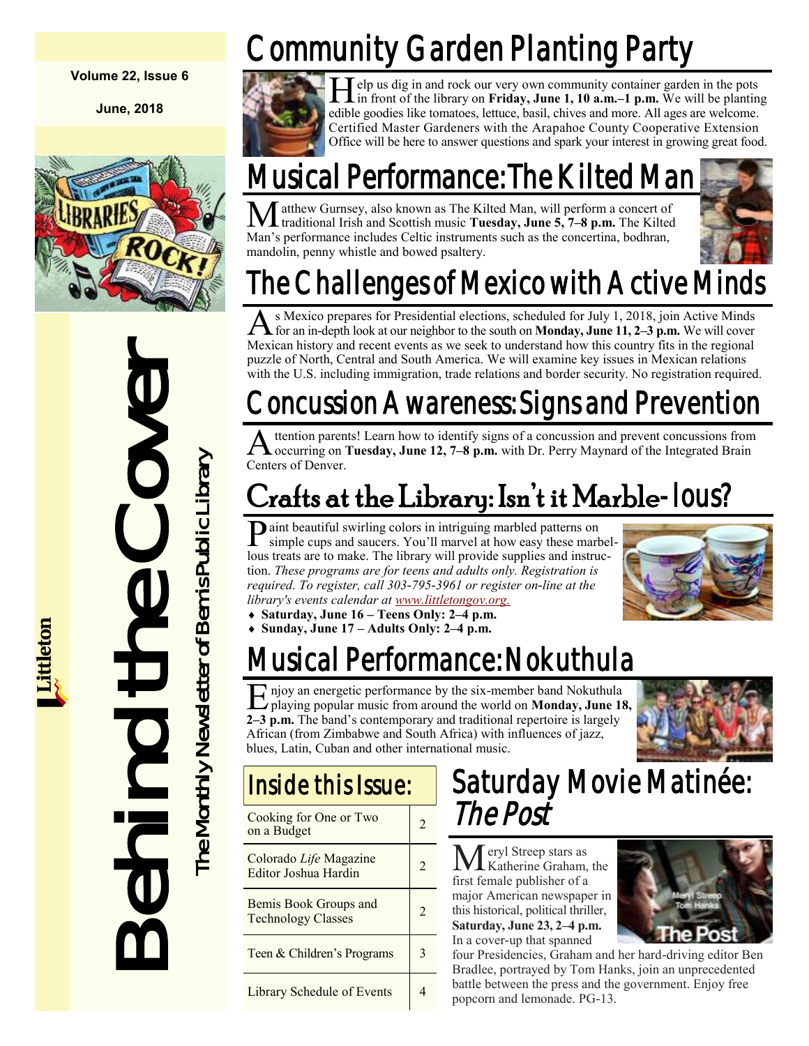Volume 22, Issue 6

June, 2018

# Behind the Cover

The Monthly Newsletter of Bemis Public Library

Littleton

## Community Garden Planting Party

Help us dig in and rock our very own community container garden in the pots in front of the library on **Friday, June 1, 10 a.m.–1 p.m.** We will be planting edible goodies like tomatoes, lettuce, basil, chives and more. All ages are welcome. Certified Master Gardeners with the Arapahoe County Cooperative Extension Office will be here to answer questions and spark your interest in growing great food.

## Musical Performance: The Kilted Man

Matthew Gurnsey, also known as The Kilted Man, will perform a concert of traditional Irish and Scottish music **Tuesday, June 5, 7–8 p.m.** The Kilted Man's performance includes Celtic instruments such as the concertina, bodhran, mandolin, penny whistle and bowed psaltery.

## The Challenges of Mexico with Active Minds

As Mexico prepares for Presidential elections, scheduled for July 1, 2018, join Active Minds for an in-depth look at our neighbor to the south on **Monday, June 11, 2–3 p.m.** We will cover Mexican history and recent events as we seek to understand how this country fits in the regional puzzle of North, Central and South America. We will examine key issues in Mexican relations with the U.S. including immigration, trade relations and border security. No registration required.

## Concussion Awareness: Signs and Prevention

Attention parents! Learn how to identify signs of a concussion and prevent concussions from occurring on **Tuesday, June 12, 7–8 p.m.** with Dr. Perry Maynard of the Integrated Brain Centers of Denver.

## Crafts at the Library: Isn't it Marble-lous?

Paint beautiful swirling colors in intriguing marbled patterns on simple cups and saucers. You'll marvel at how easy these marbel-lous treats are to make. The library will provide supplies and instruction. *These programs are for teens and adults only. Registration is required. To register, call 303-795-3961 or register on-line at the library's events calendar at www.littletongov.org.*

- **Saturday, June 16 – Teens Only: 2–4 p.m.**
- **Sunday, June 17 – Adults Only: 2–4 p.m.**

## Musical Performance: Nokuthula

Enjoy an energetic performance by the six-member band Nokuthula playing popular music from around the world on **Monday, June 18, 2–3 p.m.** The band's contemporary and traditional repertoire is largely African (from Zimbabwe and South Africa) with influences of jazz, blues, Latin, Cuban and other international music.

## Inside this Issue:

| | |
|---|---|
| Cooking for One or Two on a Budget | 2 |
| Colorado *Life* Magazine Editor Joshua Hardin | 2 |
| Bemis Book Groups and Technology Classes | 2 |
| Teen & Children's Programs | 3 |
| Library Schedule of Events | 4 |

## Saturday Movie Matinée: *The Post*

Meryl Streep stars as Katherine Graham, the first female publisher of a major American newspaper in this historical, political thriller, **Saturday, June 23, 2–4 p.m.** In a cover-up that spanned four Presidencies, Graham and her hard-driving editor Ben Bradlee, portrayed by Tom Hanks, join an unprecedented battle between the press and the government. Enjoy free popcorn and lemonade. PG-13.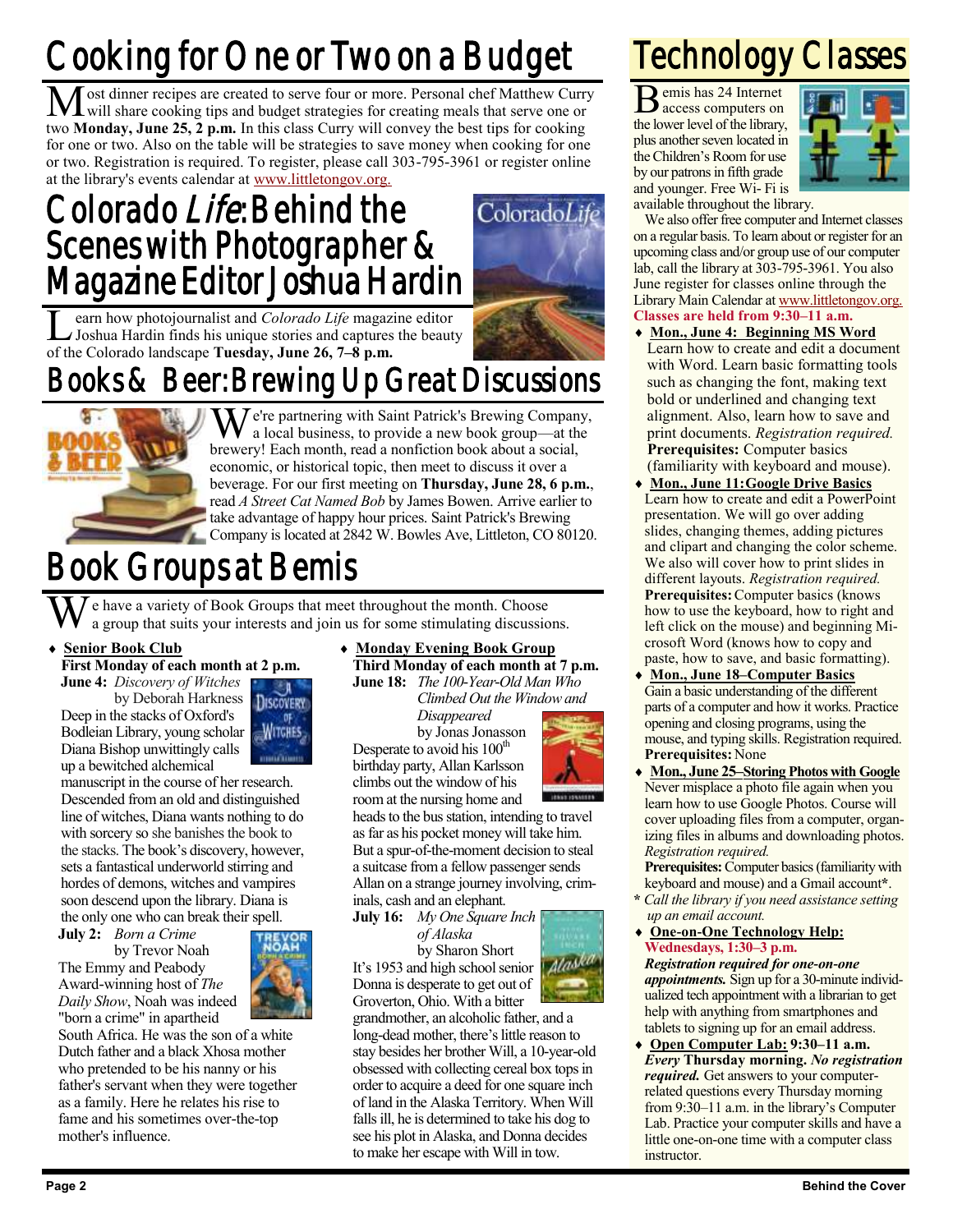# Cooking for One or Two on a Budget

Most dinner recipes are created to serve four or more. Personal chef Matthew Curry will share cooking tips and budget strategies for creating meals that serve one or two **Monday, June 25, 2 p.m.** In this class Curry will convey the best tips for cooking for one or two. Also on the table will be strategies to save money when cooking for one or two. Registration is required. To register, please call 303-795-3961 or register online at the library's events calendar at www.littletongov.org.

# Colorado *Life*: Behind the Scenes with Photographer & Magazine Editor Joshua Hardin

Learn how photojournalist and *Colorado Life* magazine editor Joshua Hardin finds his unique stories and captures the beauty of the Colorado landscape **Tuesday, June 26, 7–8 p.m.**

# Books & Beer: Brewing Up Great Discussions

We're partnering with Saint Patrick's Brewing Company, a local business, to provide a new book group—at the brewery! Each month, read a nonfiction book about a social, economic, or historical topic, then meet to discuss it over a beverage. For our first meeting on **Thursday, June 28, 6 p.m.**, read *A Street Cat Named Bob* by James Bowen. Arrive earlier to take advantage of happy hour prices. Saint Patrick's Brewing Company is located at 2842 W. Bowles Ave, Littleton, CO 80120.

# Book Groups at Bemis

We have a variety of Book Groups that meet throughout the month. Choose a group that suits your interests and join us for some stimulating discussions.

- **Senior Book Club**
  **First Monday of each month at 2 p.m.**
  **June 4:** *Discovery of Witches* by Deborah Harkness
  Deep in the stacks of Oxford's Bodleian Library, young scholar Diana Bishop unwittingly calls up a bewitched alchemical manuscript in the course of her research. Descended from an old and distinguished line of witches, Diana wants nothing to do with sorcery so she banishes the book to the stacks. The book's discovery, however, sets a fantastical underworld stirring and hordes of demons, witches and vampires soon descend upon the library. Diana is the only one who can break their spell.
  **July 2:** *Born a Crime* by Trevor Noah
  The Emmy and Peabody Award-winning host of *The Daily Show*, Noah was indeed "born a crime" in apartheid South Africa. He was the son of a white Dutch father and a black Xhosa mother who pretended to be his nanny or his father's servant when they were together as a family. Here he relates his rise to fame and his sometimes over-the-top mother's influence.

- **Monday Evening Book Group**
  **Third Monday of each month at 7 p.m.**
  **June 18:** *The 100-Year-Old Man Who Climbed Out the Window and Disappeared* by Jonas Jonasson
  Desperate to avoid his 100th birthday party, Allan Karlsson climbs out the window of his room at the nursing home and heads to the bus station, intending to travel as far as his pocket money will take him. But a spur-of-the-moment decision to steal a suitcase from a fellow passenger sends Allan on a strange journey involving, criminals, cash and an elephant.
  **July 16:** *My One Square Inch of Alaska* by Sharon Short
  It's 1953 and high school senior Donna is desperate to get out of Groverton, Ohio. With a bitter grandmother, an alcoholic father, and a long-dead mother, there's little reason to stay besides her brother Will, a 10-year-old obsessed with collecting cereal box tops in order to acquire a deed for one square inch of land in the Alaska Territory. When Will falls ill, he is determined to take his dog to see his plot in Alaska, and Donna decides to make her escape with Will in tow.

# Technology Classes

Bemis has 24 Internet access computers on the lower level of the library, plus another seven located in the Children's Room for use by our patrons in fifth grade and younger. Free Wi- Fi is available throughout the library.

We also offer free computer and Internet classes on a regular basis. To learn about or register for an upcoming class and/or group use of our computer lab, call the library at 303-795-3961. You also June register for classes online through the Library Main Calendar at www.littletongov.org. **Classes are held from 9:30–11 a.m.**

- **Mon., June 4: Beginning MS Word**
  Learn how to create and edit a document with Word. Learn basic formatting tools such as changing the font, making text bold or underlined and changing text alignment. Also, learn how to save and print documents. *Registration required.* **Prerequisites:** Computer basics (familiarity with keyboard and mouse).
- **Mon., June 11: Google Drive Basics**
  Learn how to create and edit a PowerPoint presentation. We will go over adding slides, changing themes, adding pictures and clipart and changing the color scheme. We also will cover how to print slides in different layouts. *Registration required.* **Prerequisites:** Computer basics (knows how to use the keyboard, how to right and left click on the mouse) and beginning Microsoft Word (knows how to copy and paste, how to save, and basic formatting).
- **Mon., June 18–Computer Basics**
  Gain a basic understanding of the different parts of a computer and how it works. Practice opening and closing programs, using the mouse, and typing skills. Registration required. **Prerequisites:** None
- **Mon., June 25–Storing Photos with Google**
  Never misplace a photo file again when you learn how to use Google Photos. Course will cover uploading files from a computer, organizing files in albums and downloading photos. *Registration required.*
  **Prerequisites:** Computer basics (familiarity with keyboard and mouse) and a Gmail account**\***.

*\* Call the library if you need assistance setting up an email account.*

- **One-on-One Technology Help: Wednesdays, 1:30–3 p.m.**
  ***Registration required for one-on-one appointments.*** Sign up for a 30-minute individualized tech appointment with a librarian to get help with anything from smartphones and tablets to signing up for an email address.
- **Open Computer Lab: 9:30–11 a.m.** ***Every*** **Thursday morning.** ***No registration required.*** Get answers to your computer-related questions every Thursday morning from 9:30–11 a.m. in the library's Computer Lab. Practice your computer skills and have a little one-on-one time with a computer class instructor.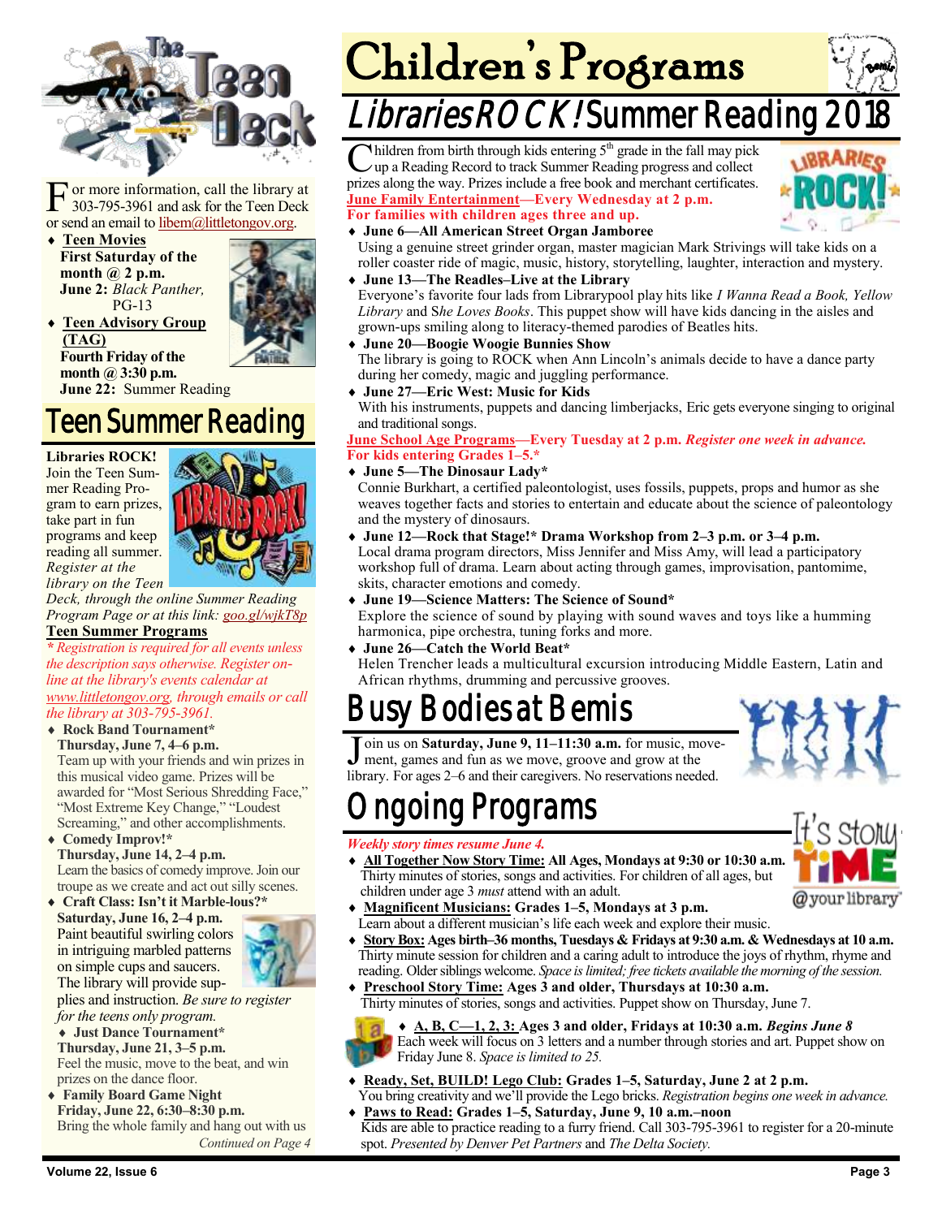For more information, call the library at 303-795-3961 and ask for the Teen Deck or send an email to libem@littletongov.org.

- **Teen Movies**
  **First Saturday of the month @ 2 p.m.**
  **June 2:** *Black Panther,* PG-13
- **Teen Advisory Group (TAG)**
  **Fourth Friday of the month @ 3:30 p.m.**
  **June 22:** Summer Reading

# Teen Summer Reading

**Libraries ROCK!** Join the Teen Summer Reading Program to earn prizes, take part in fun programs and keep reading all summer. *Register at the library on the Teen Deck, through the online Summer Reading Program Page or at this link: goo.gl/wjkT8p*

**Teen Summer Programs**

*\* Registration is required for all events unless the description says otherwise. Register online at the library's events calendar at www.littletongov.org, through emails or call the library at 303-795-3961.*

- **Rock Band Tournament\***
  **Thursday, June 7, 4–6 p.m.**
  Team up with your friends and win prizes in this musical video game. Prizes will be awarded for "Most Serious Shredding Face," "Most Extreme Key Change," "Loudest Screaming," and other accomplishments.
- **Comedy Improv!\***
  **Thursday, June 14, 2–4 p.m.**
  Learn the basics of comedy improv. Join our troupe as we create and act out silly scenes.
- **Craft Class: Isn't it Marble-lous?\***
  **Saturday, June 16, 2–4 p.m.**
  Paint beautiful swirling colors in intriguing marbled patterns on simple cups and saucers. The library will provide supplies and instruction. *Be sure to register for the teens only program.*
- **Just Dance Tournament\***
  **Thursday, June 21, 3–5 p.m.**
  Feel the music, move to the beat, and win prizes on the dance floor.
- **Family Board Game Night**
  **Friday, June 22, 6:30–8:30 p.m.**
  Bring the whole family and hang out with us

*Continued on Page 4*

# Children's Programs

## *Libraries ROCK!* Summer Reading 2018

Children from birth through kids entering 5th grade in the fall may pick up a Reading Record to track Summer Reading progress and collect prizes along the way. Prizes include a free book and merchant certificates.

**June Family Entertainment—Every Wednesday at 2 p.m.**
**For families with children ages three and up.**

- **June 6—All American Street Organ Jamboree**
  Using a genuine street grinder organ, master magician Mark Strivings will take kids on a roller coaster ride of magic, music, history, storytelling, laughter, interaction and mystery.
- **June 13—The Readles–Live at the Library**
  Everyone's favorite four lads from Librarypool play hits like *I Wanna Read a Book, Yellow Library* and S*he Loves Books*. This puppet show will have kids dancing in the aisles and grown-ups smiling along to literacy-themed parodies of Beatles hits.
- **June 20—Boogie Woogie Bunnies Show**
  The library is going to ROCK when Ann Lincoln's animals decide to have a dance party during her comedy, magic and juggling performance.
- **June 27—Eric West: Music for Kids**
  With his instruments, puppets and dancing limberjacks, Eric gets everyone singing to original and traditional songs.

**June School Age Programs—Every Tuesday at 2 p.m.** ***Register one week in advance.***
**For kids entering Grades 1–5.\***

- **June 5—The Dinosaur Lady\***
  Connie Burkhart, a certified paleontologist, uses fossils, puppets, props and humor as she weaves together facts and stories to entertain and educate about the science of paleontology and the mystery of dinosaurs.
- **June 12—Rock that Stage!\* Drama Workshop from 2–3 p.m. or 3–4 p.m.**
  Local drama program directors, Miss Jennifer and Miss Amy, will lead a participatory workshop full of drama. Learn about acting through games, improvisation, pantomime, skits, character emotions and comedy.
- **June 19—Science Matters: The Science of Sound\***
  Explore the science of sound by playing with sound waves and toys like a humming harmonica, pipe orchestra, tuning forks and more.
- **June 26—Catch the World Beat\***
  Helen Trencher leads a multicultural excursion introducing Middle Eastern, Latin and African rhythms, drumming and percussive grooves.

# Busy Bodies at Bemis

Join us on **Saturday, June 9, 11–11:30 a.m.** for music, movement, games and fun as we move, groove and grow at the library. For ages 2–6 and their caregivers. No reservations needed.

# Ongoing Programs

***Weekly story times resume June 4.***

- **All Together Now Story Time: All Ages, Mondays at 9:30 or 10:30 a.m.** Thirty minutes of stories, songs and activities. For children of all ages, but children under age 3 *must* attend with an adult.
- **Magnificent Musicians: Grades 1–5, Mondays at 3 p.m.**
  Learn about a different musician's life each week and explore their music.
- **Story Box: Ages birth–36 months, Tuesdays & Fridays at 9:30 a.m. & Wednesdays at 10 a.m.** Thirty minute session for children and a caring adult to introduce the joys of rhythm, rhyme and reading. Older siblings welcome. *Space is limited; free tickets available the morning of the session.*
- **Preschool Story Time: Ages 3 and older, Thursdays at 10:30 a.m.**
  Thirty minutes of stories, songs and activities. Puppet show on Thursday, June 7.
- **A, B, C—1, 2, 3: Ages 3 and older, Fridays at 10:30 a.m.** ***Begins June 8***
  Each week will focus on 3 letters and a number through stories and art. Puppet show on Friday June 8. *Space is limited to 25.*
- **Ready, Set, BUILD! Lego Club: Grades 1–5, Saturday, June 2 at 2 p.m.**
  You bring creativity and we'll provide the Lego bricks. *Registration begins one week in advance.*
- **Paws to Read: Grades 1–5, Saturday, June 9, 10 a.m.–noon**
  Kids are able to practice reading to a furry friend. Call 303-795-3961 to register for a 20-minute spot. *Presented by Denver Pet Partners* and *The Delta Society.*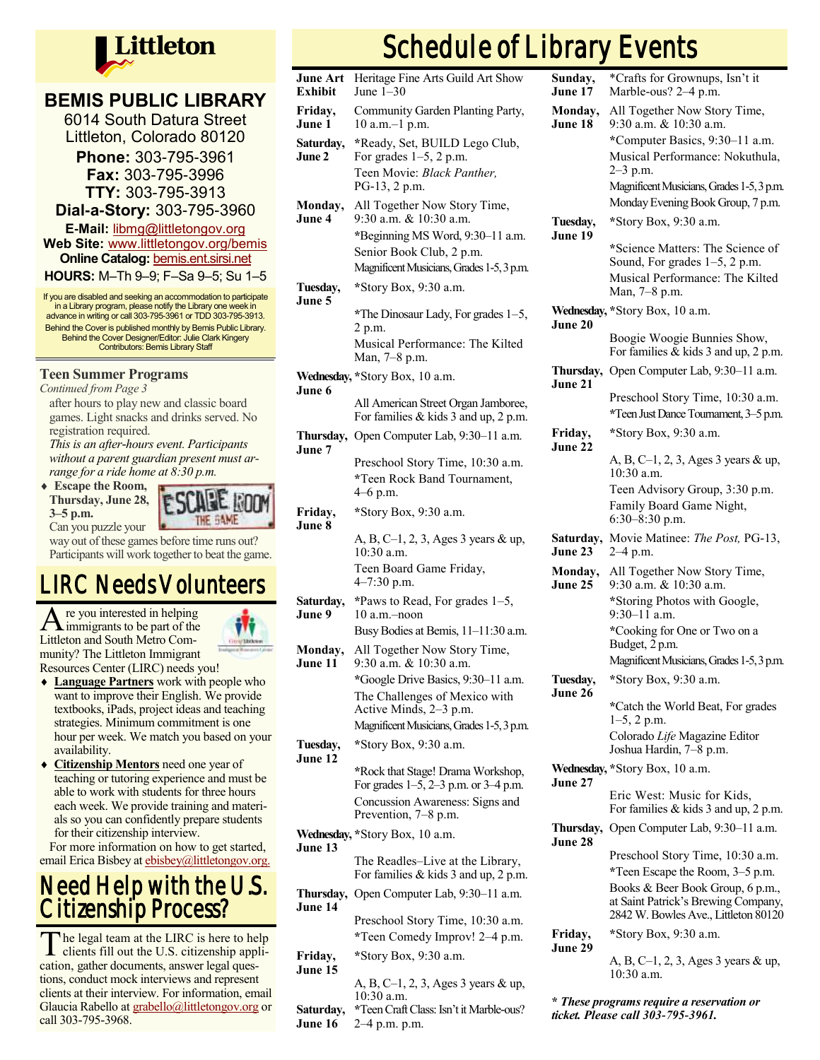# Littleton

## BEMIS PUBLIC LIBRARY

6014 South Datura Street
Littleton, Colorado 80120

**Phone:** 303-795-3961
**Fax:** 303-795-3996
**TTY:** 303-795-3913
**Dial-a-Story:** 303-795-3960
**E-Mail:** libmg@littletongov.org
**Web Site:** www.littletongov.org/bemis
**Online Catalog:** bemis.ent.sirsi.net
**HOURS:** M–Th 9–9; F–Sa 9–5; Su 1–5

If you are disabled and seeking an accommodation to participate in a Library program, please notify the Library one week in advance in writing or call 303-795-3961 or TDD 303-795-3913.
Behind the Cover is published monthly by Bemis Public Library.
Behind the Cover Designer/Editor: Julie Clark Kingery
Contributors: Bemis Library Staff

### Teen Summer Programs

*Continued from Page 3*

after hours to play new and classic board games. Light snacks and drinks served. No registration required.
*This is an after-hours event. Participants without a parent guardian present must arrange for a ride home at 8:30 p.m.*

- **Escape the Room, Thursday, June 28, 3–5 p.m.** Can you puzzle your way out of these games before time runs out? Participants will work together to beat the game.

## LIRC Needs Volunteers

Are you interested in helping immigrants to be part of the Littleton and South Metro Community? The Littleton Immigrant Resources Center (LIRC) needs you!

- **Language Partners** work with people who want to improve their English. We provide textbooks, iPads, project ideas and teaching strategies. Minimum commitment is one hour per week. We match you based on your availability.
- **Citizenship Mentors** need one year of teaching or tutoring experience and must be able to work with students for three hours each week. We provide training and materials so you can confidently prepare students for their citizenship interview.

For more information on how to get started, email Erica Bisbey at ebisbey@littletongov.org.

## Need Help with the U.S. Citizenship Process?

The legal team at the LIRC is here to help clients fill out the U.S. citizenship application, gather documents, answer legal questions, conduct mock interviews and represent clients at their interview. For information, email Glaucia Rabello at grabello@littletongov.org or call 303-795-3968.

# Schedule of Library Events

**June Art Exhibit**
Heritage Fine Arts Guild Art Show
June 1–30

**Friday, June 1**
Community Garden Planting Party, 10 a.m.–1 p.m.

**Saturday, June 2**
*Ready, Set, BUILD Lego Club, For grades 1–5, 2 p.m.
Teen Movie: *Black Panther,* PG-13, 2 p.m.

**Monday, June 4**
All Together Now Story Time, 9:30 a.m. & 10:30 a.m.
*Beginning MS Word, 9:30–11 a.m.
Senior Book Club, 2 p.m.
Magnificent Musicians, Grades 1-5, 3 p.m.

**Tuesday, June 5**
*Story Box, 9:30 a.m.
*The Dinosaur Lady, For grades 1–5, 2 p.m.
Musical Performance: The Kilted Man, 7–8 p.m.

**Wednesday, June 6**
*Story Box, 10 a.m.
All American Street Organ Jamboree, For families & kids 3 and up, 2 p.m.

**Thursday, June 7**
Open Computer Lab, 9:30–11 a.m.
Preschool Story Time, 10:30 a.m.
*Teen Rock Band Tournament, 4–6 p.m.

**Friday, June 8**
*Story Box, 9:30 a.m.
A, B, C–1, 2, 3, Ages 3 years & up, 10:30 a.m.
Teen Board Game Friday, 4–7:30 p.m.

**Saturday, June 9**
*Paws to Read, For grades 1–5, 10 a.m.–noon
Busy Bodies at Bemis, 11–11:30 a.m.

**Monday, June 11**
All Together Now Story Time, 9:30 a.m. & 10:30 a.m.
*Google Drive Basics, 9:30–11 a.m.
The Challenges of Mexico with Active Minds, 2–3 p.m.
Magnificent Musicians, Grades 1-5, 3 p.m.

**Tuesday, June 12**
*Story Box, 9:30 a.m.
*Rock that Stage! Drama Workshop, For grades 1–5, 2–3 p.m. or 3–4 p.m.
Concussion Awareness: Signs and Prevention, 7–8 p.m.

**Wednesday, June 13**
*Story Box, 10 a.m.
The Readles–Live at the Library, For families & kids 3 and up, 2 p.m.

**Thursday, June 14**
Open Computer Lab, 9:30–11 a.m.
Preschool Story Time, 10:30 a.m.
*Teen Comedy Improv! 2–4 p.m.

**Friday, June 15**
*Story Box, 9:30 a.m.
A, B, C–1, 2, 3, Ages 3 years & up, 10:30 a.m.

**Saturday, June 16**
*Teen Craft Class: Isn't it Marble-ous? 2–4 p.m. p.m.

**Sunday, June 17**
*Crafts for Grownups, Isn't it Marble-ous? 2–4 p.m.

**Monday, June 18**
All Together Now Story Time, 9:30 a.m. & 10:30 a.m.
*Computer Basics, 9:30–11 a.m.
Musical Performance: Nokuthula, 2–3 p.m.
Magnificent Musicians, Grades 1-5, 3 p.m.
Monday Evening Book Group, 7 p.m.

**Tuesday, June 19**
*Story Box, 9:30 a.m.
*Science Matters: The Science of Sound, For grades 1–5, 2 p.m.
Musical Performance: The Kilted Man, 7–8 p.m.

**Wednesday, June 20**
*Story Box, 10 a.m.
Boogie Woogie Bunnies Show, For families & kids 3 and up, 2 p.m.

**Thursday, June 21**
Open Computer Lab, 9:30–11 a.m.
Preschool Story Time, 10:30 a.m.
*Teen Just Dance Tournament, 3–5 p.m.

**Friday, June 22**
*Story Box, 9:30 a.m.
A, B, C–1, 2, 3, Ages 3 years & up, 10:30 a.m.
Teen Advisory Group, 3:30 p.m.
Family Board Game Night, 6:30–8:30 p.m.

**Saturday, June 23**
Movie Matinee: *The Post,* PG-13, 2–4 p.m.

**Monday, June 25**
All Together Now Story Time, 9:30 a.m. & 10:30 a.m.
*Storing Photos with Google, 9:30–11 a.m.
*Cooking for One or Two on a Budget, 2 p.m.
Magnificent Musicians, Grades 1-5, 3 p.m.

**Tuesday, June 26**
*Story Box, 9:30 a.m.
*Catch the World Beat, For grades 1–5, 2 p.m.
Colorado *Life* Magazine Editor Joshua Hardin, 7–8 p.m.

**Wednesday, June 27**
*Story Box, 10 a.m.
Eric West: Music for Kids, For families & kids 3 and up, 2 p.m.

**Thursday, June 28**
Open Computer Lab, 9:30–11 a.m.
Preschool Story Time, 10:30 a.m.
*Teen Escape the Room, 3–5 p.m.
Books & Beer Book Group, 6 p.m., at Saint Patrick's Brewing Company, 2842 W. Bowles Ave., Littleton 80120

**Friday, June 29**
*Story Box, 9:30 a.m.
A, B, C–1, 2, 3, Ages 3 years & up, 10:30 a.m.

***** *These programs require a reservation or ticket. Please call 303-795-3961.*